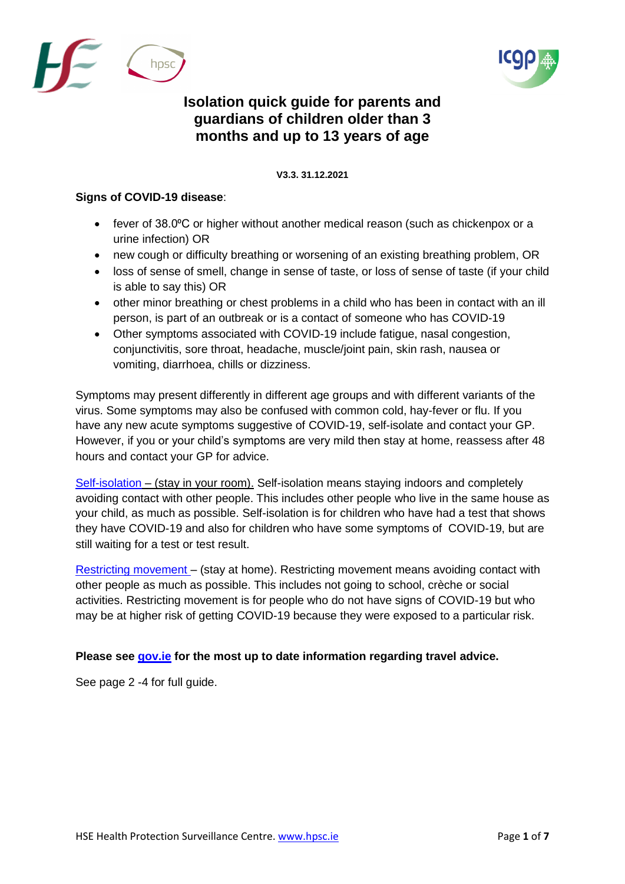# Isolation quick guide for parents and guardians of children older than 3 months and up to 13 years of age

**V3.3. 31.12.2021**

**Signs of COVID-19 disease**:

- fever of 38.0ºC or higher without another medical reason (such as chickenpox or a urine infection) OR
- new cough or difficulty breathing or worsening of an existing breathing problem, OR
- loss of sense of smell, change in sense of taste, or loss of sense of taste (if your child is able to say this) OR
- other minor breathing or chest problems in a child who has been in contact with an ill person, is part of an outbreak or is a contact of someone who has COVID-19
- Other symptoms associated with COVID-19 include fatigue, nasal congestion, conjunctivitis, sore throat, headache, muscle/joint pain, skin rash, nausea or vomiting, diarrhoea, chills or dizziness.

Symptoms may present differently in different age groups and with different variants of the virus. Some symptoms may also be confused with common cold, hay-fever or flu. If you have any new acute symptoms suggestive of COVID-19, self-isolate and contact your GP. However, if you or your child's symptoms are very mild then stay at home, reassess after 48 hours and contact your GP for advice.

Self-isolation – (stay in your room). Self-isolation means staying indoors and completely avoiding contact with other people. This includes other people who live in the same house as your child, as much as possible. Self-isolation is for children who have had a test that shows they have COVID-19 and also for children who have some symptoms of COVID-19, but are still waiting for a test or test result.

Restricting movement – (stay at home). Restricting movement means avoiding contact with other people as much as possible. This includes not going to school, crèche or social activities. Restricting movement is for people who do not have signs of COVID-19 but who may be at higher risk of getting COVID-19 because they were exposed to a particular risk.

**Please see gov.ie for the most up to date information regarding travel advice.**

See page 2 -4 for full guide.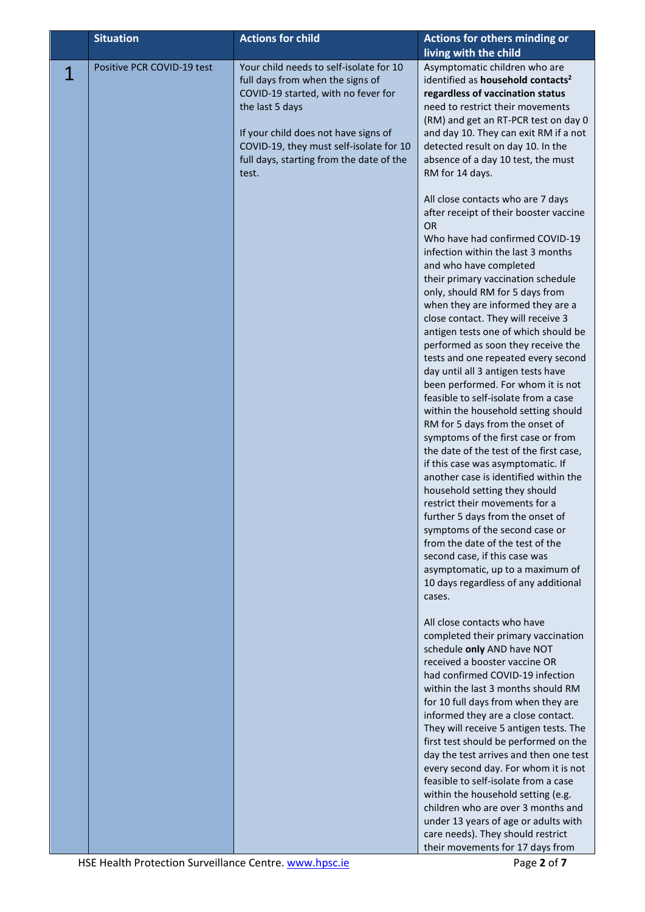| | Situation | Actions for child | Actions for others minding or living with the child |
|---|---|---|---|
| 1 | Positive PCR COVID-19 test | Your child needs to self-isolate for 10 full days from when the signs of COVID-19 started, with no fever for the last 5 days<br><br>If your child does not have signs of COVID-19, they must self-isolate for 10 full days, starting from the date of the test. | Asymptomatic children who are identified as **household contacts[2] regardless of vaccination status** need to restrict their movements (RM) and get an RT-PCR test on day 0 and day 10. They can exit RM if a not detected result on day 10. In the absence of a day 10 test, the must RM for 14 days.<br><br>All close contacts who are 7 days after receipt of their booster vaccine OR Who have had confirmed COVID-19 infection within the last 3 months and who have completed their primary vaccination schedule only, should RM for 5 days from when they are informed they are a close contact. They will receive 3 antigen tests one of which should be performed as soon they receive the tests and one repeated every second day until all 3 antigen tests have been performed. For whom it is not feasible to self-isolate from a case within the household setting should RM for 5 days from the onset of symptoms of the first case or from the date of the test of the first case, if this case was asymptomatic. If another case is identified within the household setting they should restrict their movements for a further 5 days from the onset of symptoms of the second case or from the date of the test of the second case, if this case was asymptomatic, up to a maximum of 10 days regardless of any additional cases.<br><br>All close contacts who have completed their primary vaccination schedule **only** AND have NOT received a booster vaccine OR had confirmed COVID-19 infection within the last 3 months should RM for 10 full days from when they are informed they are a close contact. They will receive 5 antigen tests. The first test should be performed on the day the test arrives and then one test every second day. For whom it is not feasible to self-isolate from a case within the household setting (e.g. children who are over 3 months and under 13 years of age or adults with care needs). They should restrict their movements for 17 days from |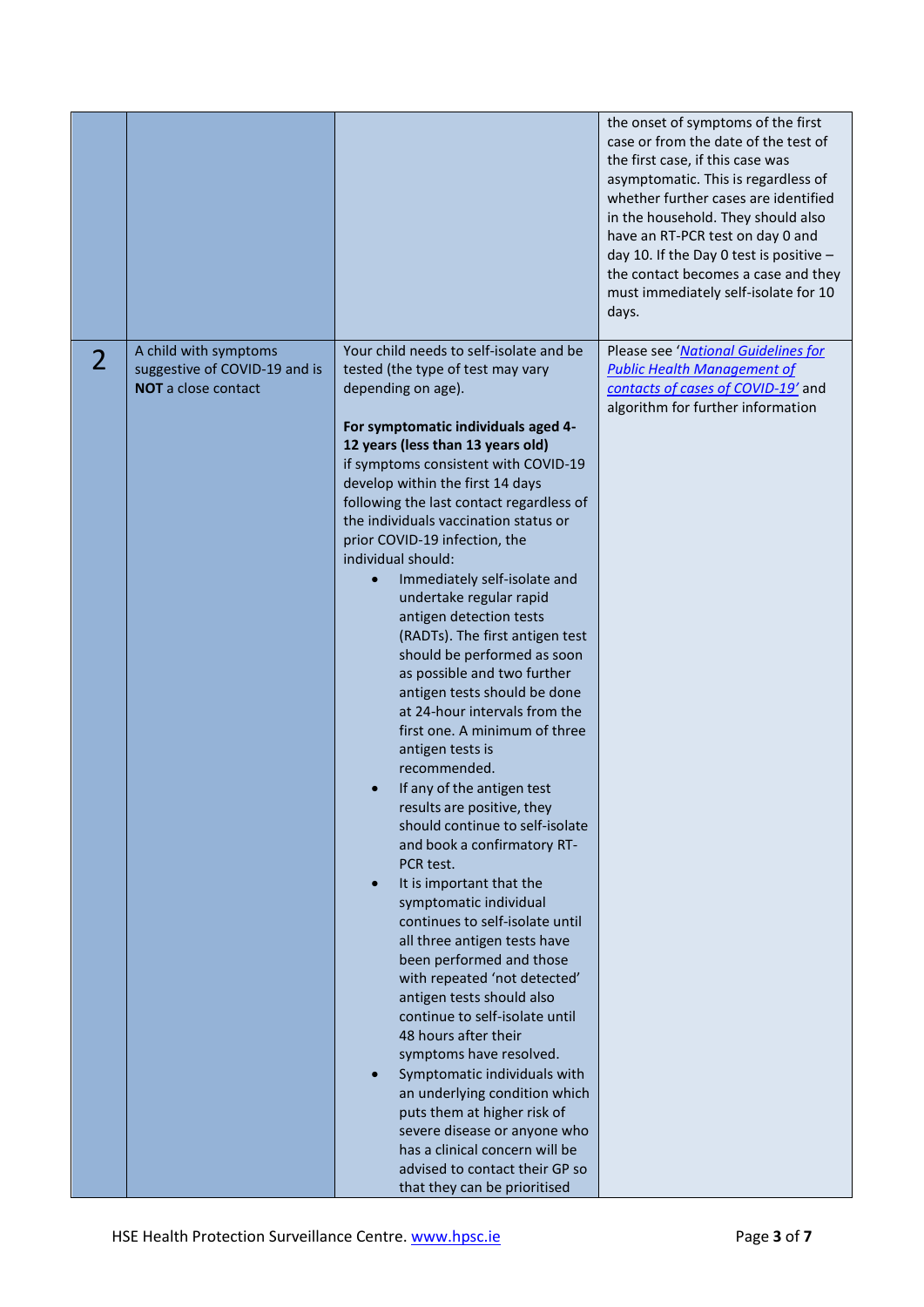| | | | |
|---|---|---|---|
| | | | the onset of symptoms of the first case or from the date of the test of the first case, if this case was asymptomatic. This is regardless of whether further cases are identified in the household. They should also have an RT-PCR test on day 0 and day 10. If the Day 0 test is positive – the contact becomes a case and they must immediately self-isolate for 10 days. |
| 2 | A child with symptoms suggestive of COVID-19 and is **NOT** a close contact | Your child needs to self-isolate and be tested (the type of test may vary depending on age).<br><br>**For symptomatic individuals aged 4-12 years (less than 13 years old)** if symptoms consistent with COVID-19 develop within the first 14 days following the last contact regardless of the individuals vaccination status or prior COVID-19 infection, the individual should:<br>• Immediately self-isolate and undertake regular rapid antigen detection tests (RADTs). The first antigen test should be performed as soon as possible and two further antigen tests should be done at 24-hour intervals from the first one. A minimum of three antigen tests is recommended.<br>• If any of the antigen test results are positive, they should continue to self-isolate and book a confirmatory RT-PCR test.<br>• It is important that the symptomatic individual continues to self-isolate until all three antigen tests have been performed and those with repeated 'not detected' antigen tests should also continue to self-isolate until 48 hours after their symptoms have resolved.<br>• Symptomatic individuals with an underlying condition which puts them at higher risk of severe disease or anyone who has a clinical concern will be advised to contact their GP so that they can be prioritised | Please see '*National Guidelines for Public Health Management of contacts of cases of COVID-19*' and algorithm for further information |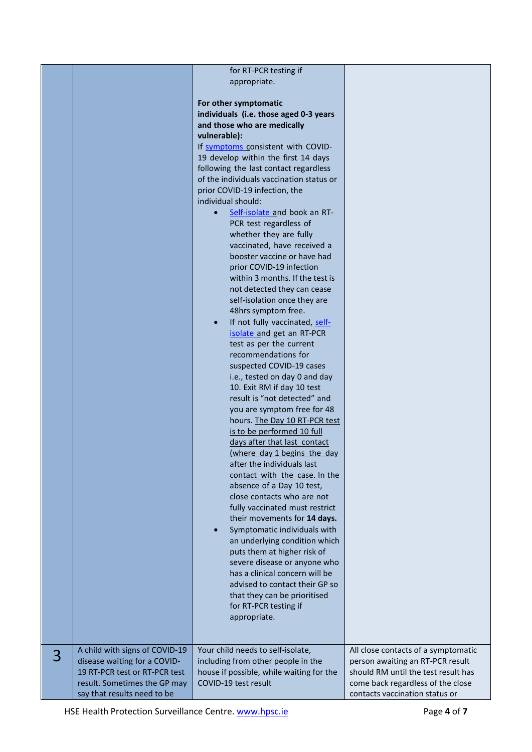| | | | |
|---|---|---|---|
| | | for RT-PCR testing if appropriate.<br><br>**For other symptomatic individuals (i.e. those aged 0-3 years and those who are medically vulnerable):**<br>If symptoms consistent with COVID-19 develop within the first 14 days following the last contact regardless of the individuals vaccination status or prior COVID-19 infection, the individual should:<br>• Self-isolate and book an RT-PCR test regardless of whether they are fully vaccinated, have received a booster vaccine or have had prior COVID-19 infection within 3 months. If the test is not detected they can cease self-isolation once they are 48hrs symptom free.<br>• If not fully vaccinated, self-isolate and get an RT-PCR test as per the current recommendations for suspected COVID-19 cases i.e., tested on day 0 and day 10. Exit RM if day 10 test result is "not detected" and you are symptom free for 48 hours. The Day 10 RT-PCR test is to be performed 10 full days after that last contact (where day 1 begins the day after the individuals last contact with the case. In the absence of a Day 10 test, close contacts who are not fully vaccinated must restrict their movements for **14 days.**<br>• Symptomatic individuals with an underlying condition which puts them at higher risk of severe disease or anyone who has a clinical concern will be advised to contact their GP so that they can be prioritised for RT-PCR testing if appropriate. | |
| 3 | A child with signs of COVID-19 disease waiting for a COVID-19 RT-PCR test or RT-PCR test result. Sometimes the GP may say that results need to be | Your child needs to self-isolate, including from other people in the house if possible, while waiting for the COVID-19 test result | All close contacts of a symptomatic person awaiting an RT-PCR result should RM until the test result has come back regardless of the close contacts vaccination status or |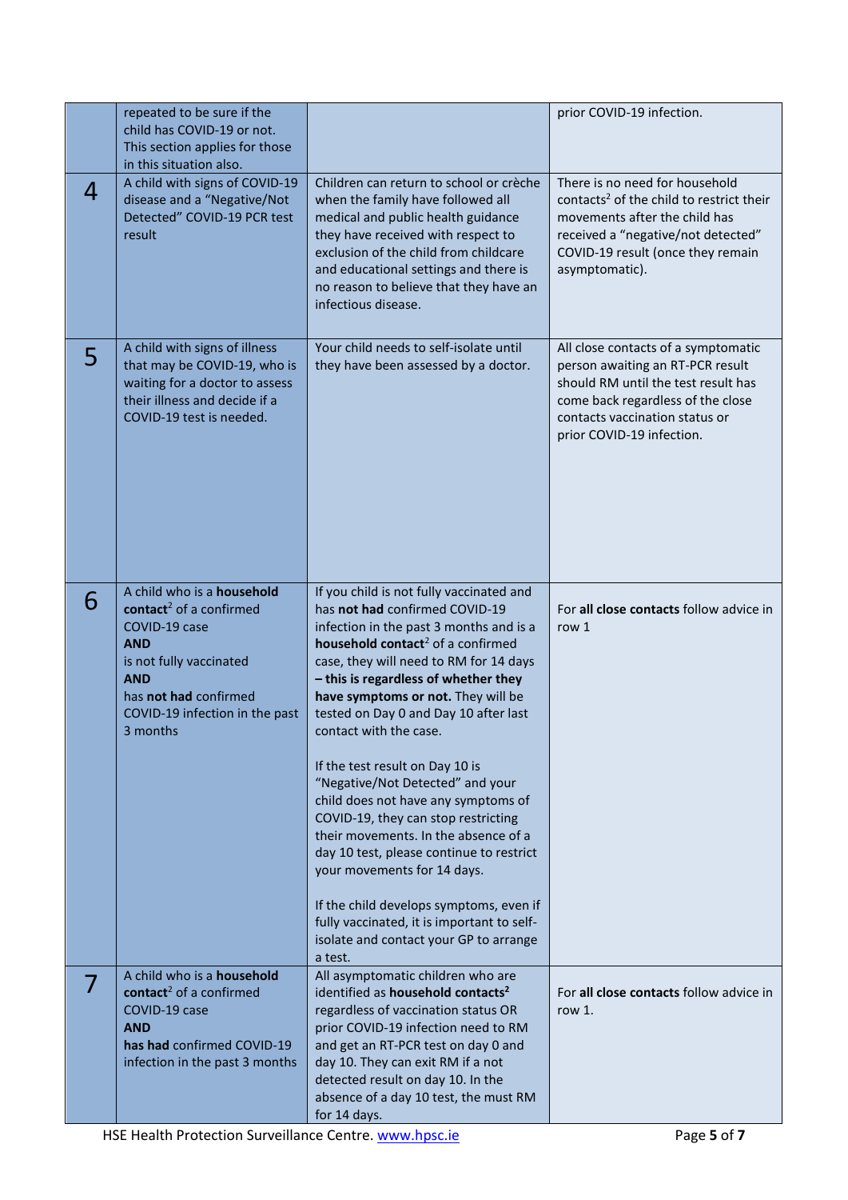| | | | |
|---|---|---|---|
| | repeated to be sure if the child has COVID-19 or not. This section applies for those in this situation also. | | prior COVID-19 infection. |
| 4 | A child with signs of COVID-19 disease and a "Negative/Not Detected" COVID-19 PCR test result | Children can return to school or crèche when the family have followed all medical and public health guidance they have received with respect to exclusion of the child from childcare and educational settings and there is no reason to believe that they have an infectious disease. | There is no need for household contacts[2] of the child to restrict their movements after the child has received a "negative/not detected" COVID-19 result (once they remain asymptomatic). |
| 5 | A child with signs of illness that may be COVID-19, who is waiting for a doctor to assess their illness and decide if a COVID-19 test is needed. | Your child needs to self-isolate until they have been assessed by a doctor. | All close contacts of a symptomatic person awaiting an RT-PCR result should RM until the test result has come back regardless of the close contacts vaccination status or prior COVID-19 infection. |
| 6 | A child who is a **household contact**[2] of a confirmed COVID-19 case<br>**AND**<br>is not fully vaccinated<br>**AND**<br>has **not had** confirmed COVID-19 infection in the past 3 months | If you child is not fully vaccinated and has **not had** confirmed COVID-19 infection in the past 3 months and is a **household contact**[2] of a confirmed case, they will need to RM for 14 days **– this is regardless of whether they have symptoms or not.** They will be tested on Day 0 and Day 10 after last contact with the case.<br><br>If the test result on Day 10 is "Negative/Not Detected" and your child does not have any symptoms of COVID-19, they can stop restricting their movements. In the absence of a day 10 test, please continue to restrict your movements for 14 days.<br><br>If the child develops symptoms, even if fully vaccinated, it is important to self-isolate and contact your GP to arrange a test. | For **all close contacts** follow advice in row 1 |
| 7 | A child who is a **household contact**[2] of a confirmed COVID-19 case<br>**AND**<br>**has had** confirmed COVID-19 infection in the past 3 months | All asymptomatic children who are identified as **household contacts[2]** regardless of vaccination status OR prior COVID-19 infection need to RM and get an RT-PCR test on day 0 and day 10. They can exit RM if a not detected result on day 10. In the absence of a day 10 test, the must RM for 14 days. | For **all close contacts** follow advice in row 1. |

HSE Health Protection Surveillance Centre. www.hpsc.ie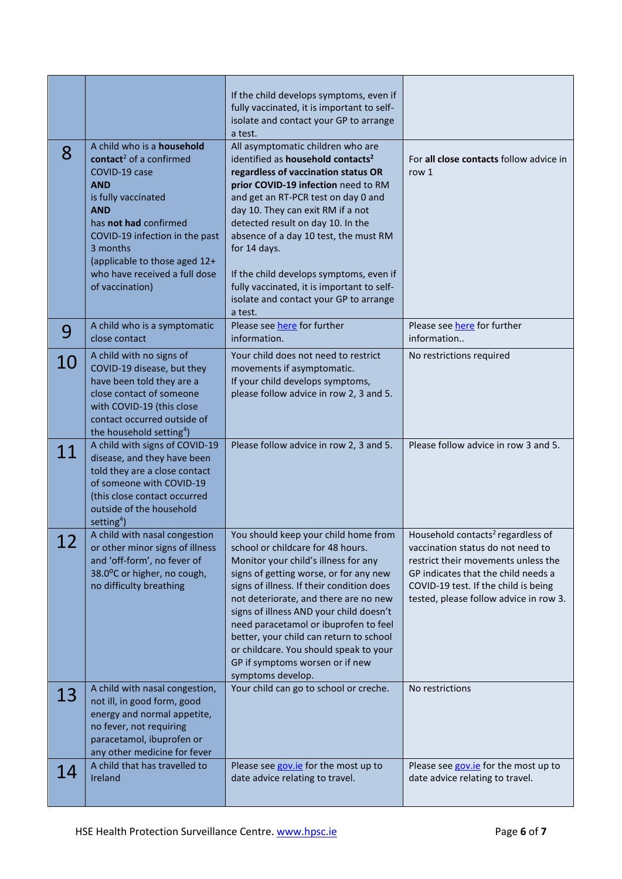| | | | |
|---|---|---|---|
| | | If the child develops symptoms, even if fully vaccinated, it is important to self-isolate and contact your GP to arrange a test. | |
| 8 | A child who is a **household contact**[2] of a confirmed COVID-19 case **AND** is fully vaccinated **AND** has **not had** confirmed COVID-19 infection in the past 3 months (applicable to those aged 12+ who have received a full dose of vaccination) | All asymptomatic children who are identified as **household contacts**[2] **regardless of vaccination status OR prior COVID-19 infection** need to RM and get an RT-PCR test on day 0 and day 10. They can exit RM if a not detected result on day 10. In the absence of a day 10 test, the must RM for 14 days.<br><br>If the child develops symptoms, even if fully vaccinated, it is important to self-isolate and contact your GP to arrange a test. | For **all close contacts** follow advice in row 1 |
| 9 | A child who is a symptomatic close contact | Please see [here](here) for further information. | Please see [here](here) for further information.. |
| 10 | A child with no signs of COVID-19 disease, but they have been told they are a close contact of someone with COVID-19 (this close contact occurred outside of the household setting[4]) | Your child does not need to restrict movements if asymptomatic.<br>If your child develops symptoms, please follow advice in row 2, 3 and 5. | No restrictions required |
| 11 | A child with signs of COVID-19 disease, and they have been told they are a close contact of someone with COVID-19 (this close contact occurred outside of the household setting[4]) | Please follow advice in row 2, 3 and 5. | Please follow advice in row 3 and 5. |
| 12 | A child with nasal congestion or other minor signs of illness and 'off-form', no fever of 38.0°C or higher, no cough, no difficulty breathing | You should keep your child home from school or childcare for 48 hours. Monitor your child's illness for any signs of getting worse, or for any new signs of illness. If their condition does not deteriorate, and there are no new signs of illness AND your child doesn't need paracetamol or ibuprofen to feel better, your child can return to school or childcare. You should speak to your GP if symptoms worsen or if new symptoms develop. | Household contacts[2] regardless of vaccination status do not need to restrict their movements unless the GP indicates that the child needs a COVID-19 test. If the child is being tested, please follow advice in row 3. |
| 13 | A child with nasal congestion, not ill, in good form, good energy and normal appetite, no fever, not requiring paracetamol, ibuprofen or any other medicine for fever | Your child can go to school or creche. | No restrictions |
| 14 | A child that has travelled to Ireland | Please see [gov.ie](gov.ie) for the most up to date advice relating to travel. | Please see [gov.ie](gov.ie) for the most up to date advice relating to travel. |

HSE Health Protection Surveillance Centre. www.hpsc.ie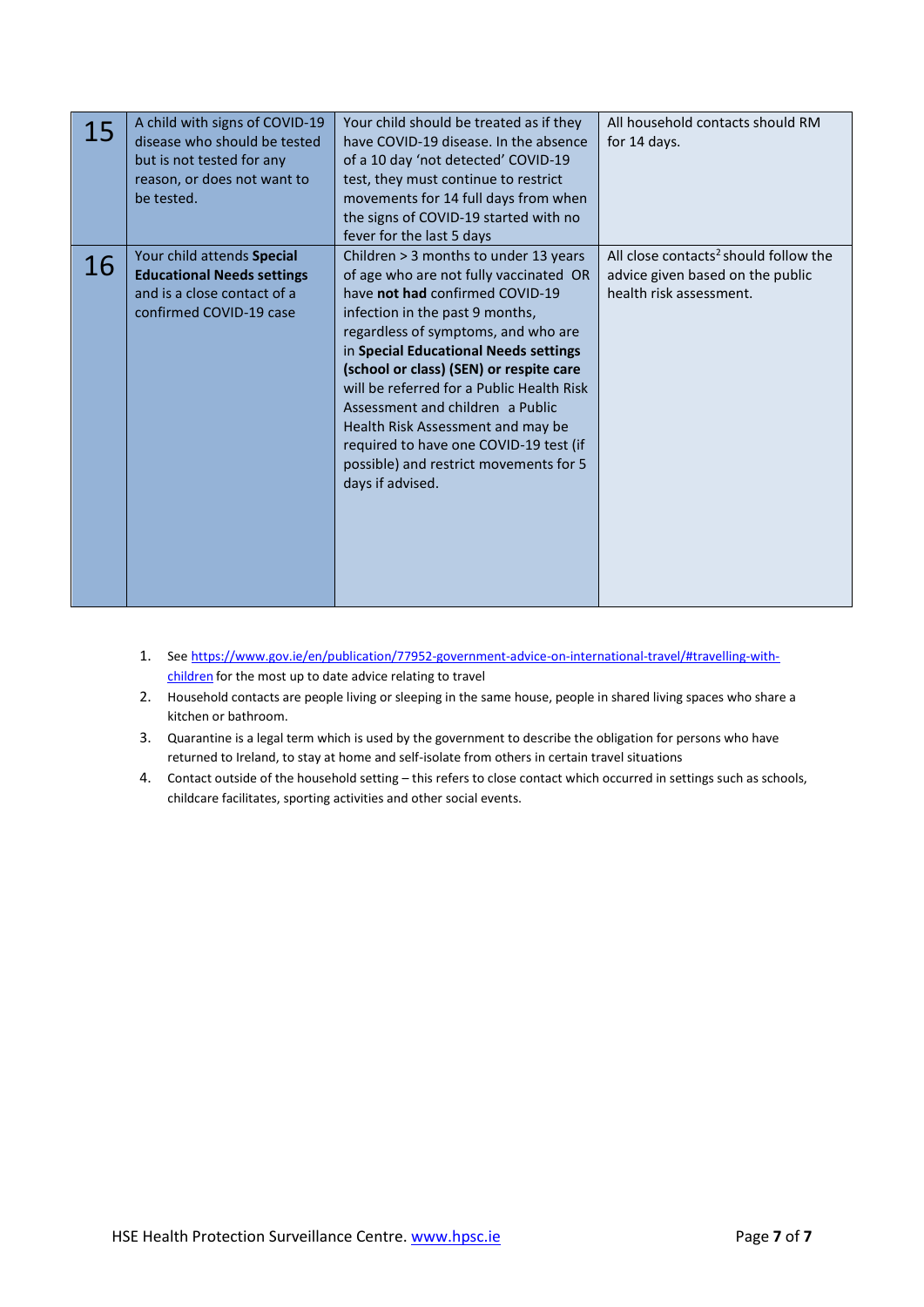| | | | |
|---|---|---|---|
| 15 | A child with signs of COVID-19 disease who should be tested but is not tested for any reason, or does not want to be tested. | Your child should be treated as if they have COVID-19 disease. In the absence of a 10 day 'not detected' COVID-19 test, they must continue to restrict movements for 14 full days from when the signs of COVID-19 started with no fever for the last 5 days | All household contacts should RM for 14 days. |
| 16 | Your child attends **Special Educational Needs settings** and is a close contact of a confirmed COVID-19 case | Children > 3 months to under 13 years of age who are not fully vaccinated OR have **not had** confirmed COVID-19 infection in the past 9 months, regardless of symptoms, and who are in **Special Educational Needs settings (school or class) (SEN) or respite care** will be referred for a Public Health Risk Assessment and children a Public Health Risk Assessment and may be required to have one COVID-19 test (if possible) and restrict movements for 5 days if advised. | All close contacts[2] should follow the advice given based on the public health risk assessment. |

1. See [https://www.gov.ie/en/publication/77952-government-advice-on-international-travel/#travelling-with-children](https://www.gov.ie/en/publication/77952-government-advice-on-international-travel/#travelling-with-children) for the most up to date advice relating to travel
2. Household contacts are people living or sleeping in the same house, people in shared living spaces who share a kitchen or bathroom.
3. Quarantine is a legal term which is used by the government to describe the obligation for persons who have returned to Ireland, to stay at home and self-isolate from others in certain travel situations
4. Contact outside of the household setting – this refers to close contact which occurred in settings such as schools, childcare facilitates, sporting activities and other social events.